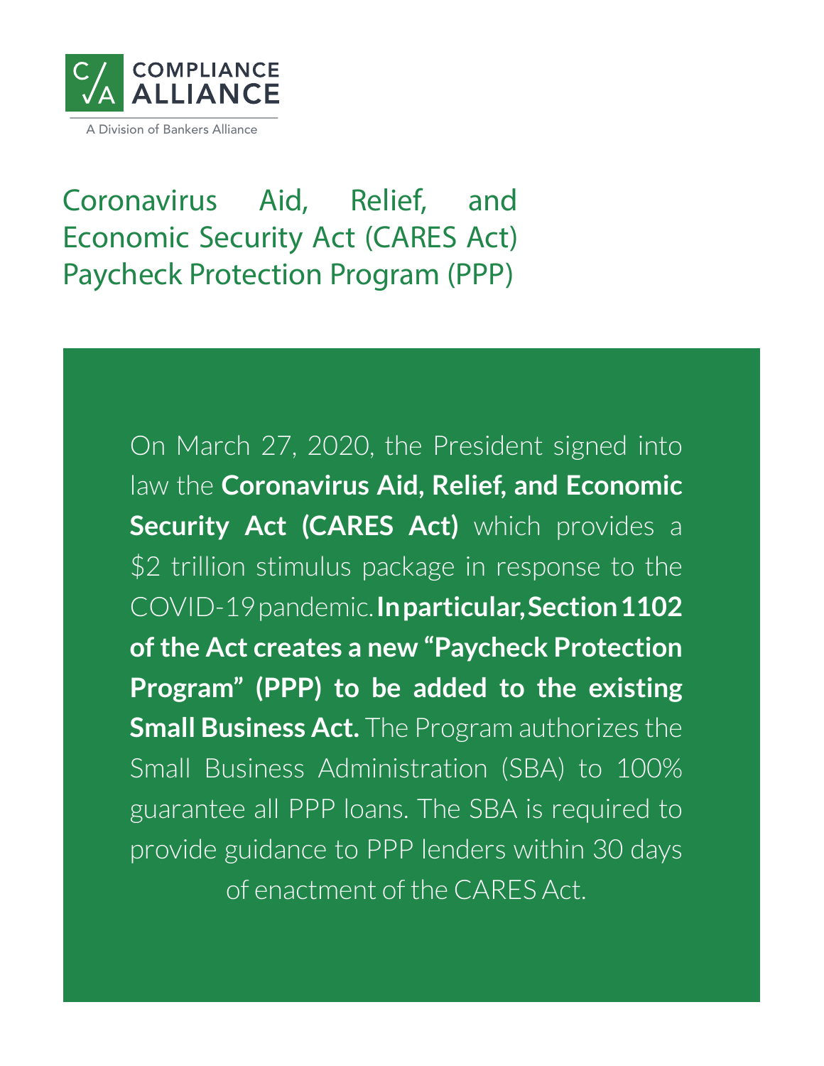COMPLIANCE ALLIANCE

A Division of Bankers Alliance

# Coronavirus Aid, Relief, and Economic Security Act (CARES Act) Paycheck Protection Program (PPP)

On March 27, 2020, the President signed into law the **Coronavirus Aid, Relief, and Economic Security Act (CARES Act)** which provides a $2 trillion stimulus package in response to the COVID-19 pandemic. **In particular, Section 1102 of the Act creates a new "Paycheck Protection Program" (PPP) to be added to the existing Small Business Act.** The Program authorizes the Small Business Administration (SBA) to 100% guarantee all PPP loans. The SBA is required to provide guidance to PPP lenders within 30 days of enactment of the CARES Act.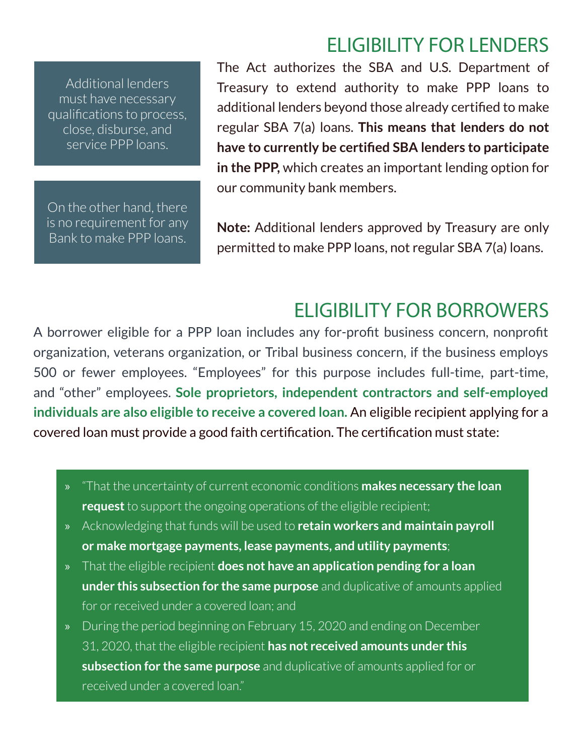## ELIGIBILITY FOR LENDERS

> Additional lenders must have necessary qualifications to process, close, disburse, and service PPP loans.

> On the other hand, there is no requirement for any Bank to make PPP loans.

The Act authorizes the SBA and U.S. Department of Treasury to extend authority to make PPP loans to additional lenders beyond those already certified to make regular SBA 7(a) loans. **This means that lenders do not have to currently be certified SBA lenders to participate in the PPP,** which creates an important lending option for our community bank members.

**Note:** Additional lenders approved by Treasury are only permitted to make PPP loans, not regular SBA 7(a) loans.

## ELIGIBILITY FOR BORROWERS

A borrower eligible for a PPP loan includes any for-profit business concern, nonprofit organization, veterans organization, or Tribal business concern, if the business employs 500 or fewer employees. "Employees" for this purpose includes full-time, part-time, and "other" employees. **Sole proprietors, independent contractors and self-employed individuals are also eligible to receive a covered loan.** An eligible recipient applying for a covered loan must provide a good faith certification. The certification must state:

- "That the uncertainty of current economic conditions **makes necessary the loan request** to support the ongoing operations of the eligible recipient;
- Acknowledging that funds will be used to **retain workers and maintain payroll or make mortgage payments, lease payments, and utility payments**;
- That the eligible recipient **does not have an application pending for a loan under this subsection for the same purpose** and duplicative of amounts applied for or received under a covered loan; and
- During the period beginning on February 15, 2020 and ending on December 31, 2020, that the eligible recipient **has not received amounts under this subsection for the same purpose** and duplicative of amounts applied for or received under a covered loan."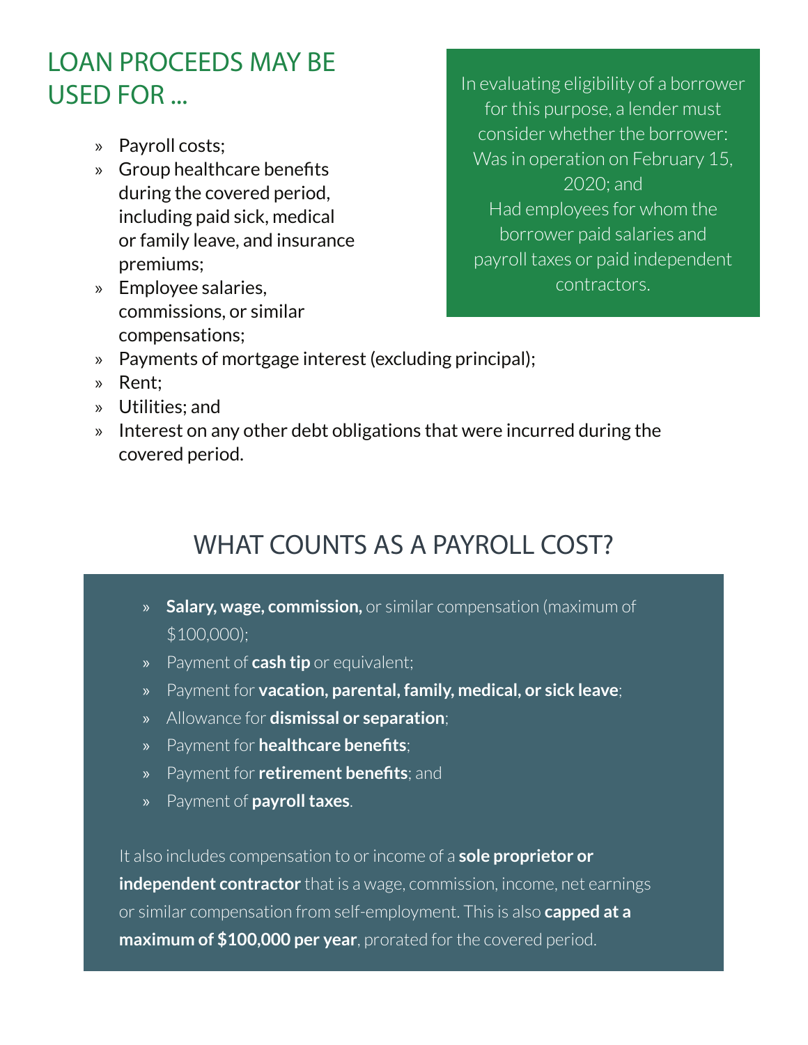## LOAN PROCEEDS MAY BE USED FOR ...

- Payroll costs;
- Group healthcare benefits during the covered period, including paid sick, medical or family leave, and insurance premiums;
- Employee salaries, commissions, or similar compensations;
- Payments of mortgage interest (excluding principal);
- Rent;
- Utilities; and
- Interest on any other debt obligations that were incurred during the covered period.

In evaluating eligibility of a borrower for this purpose, a lender must consider whether the borrower: Was in operation on February 15, 2020; and Had employees for whom the borrower paid salaries and payroll taxes or paid independent contractors.

## WHAT COUNTS AS A PAYROLL COST?

- **Salary, wage, commission,** or similar compensation (maximum of $100,000);
- Payment of **cash tip** or equivalent;
- Payment for **vacation, parental, family, medical, or sick leave**;
- Allowance for **dismissal or separation**;
- Payment for **healthcare benefits**;
- Payment for **retirement benefits**; and
- Payment of **payroll taxes**.

It also includes compensation to or income of a **sole proprietor or independent contractor** that is a wage, commission, income, net earnings or similar compensation from self-employment. This is also **capped at a maximum of $100,000 per year**, prorated for the covered period.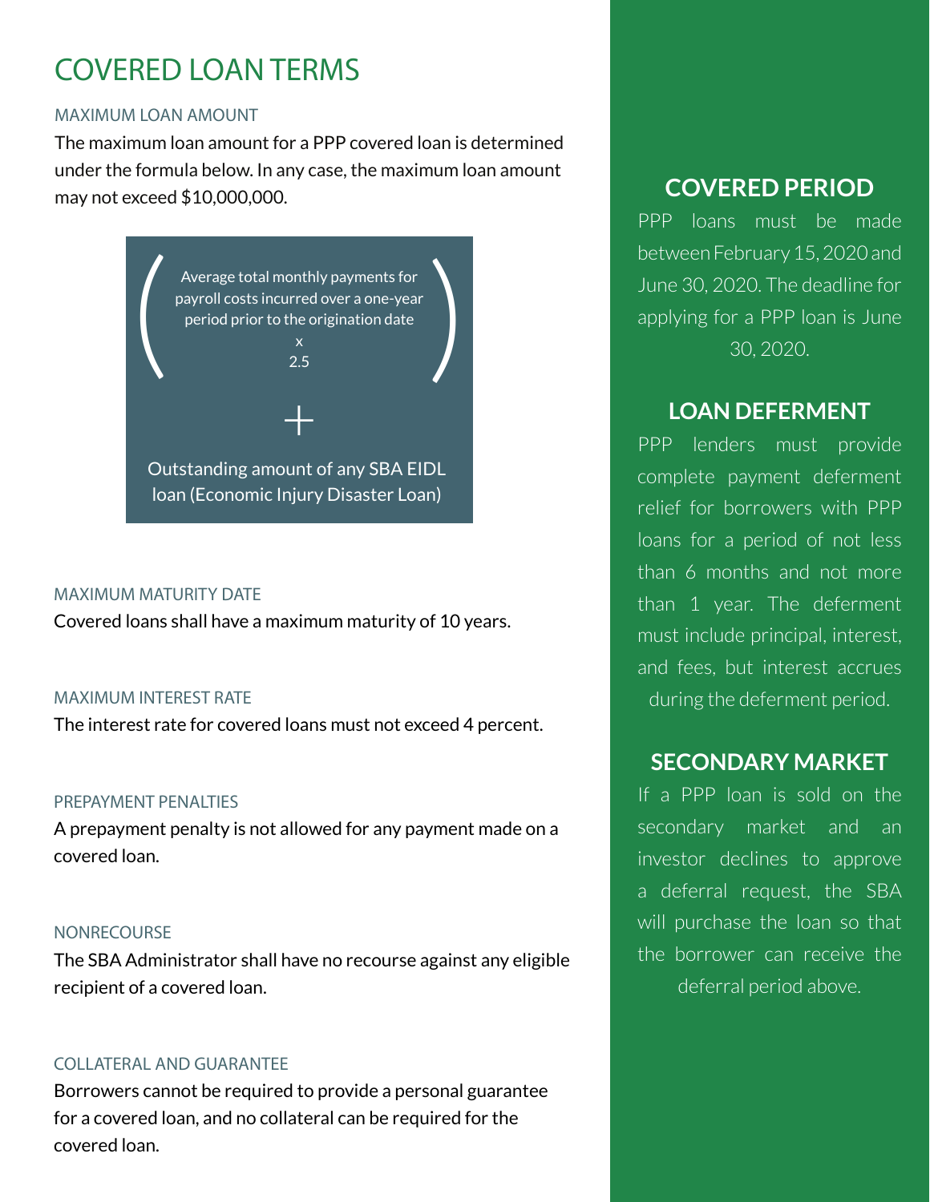# COVERED LOAN TERMS

### MAXIMUM LOAN AMOUNT

The maximum loan amount for a PPP covered loan is determined under the formula below. In any case, the maximum loan amount may not exceed $10,000,000.

> ( Average total monthly payments for payroll costs incurred over a one-year period prior to the origination date x 2.5 )
>
> \+
>
> Outstanding amount of any SBA EIDL loan (Economic Injury Disaster Loan)

### MAXIMUM MATURITY DATE

Covered loans shall have a maximum maturity of 10 years.

### MAXIMUM INTEREST RATE

The interest rate for covered loans must not exceed 4 percent.

### PREPAYMENT PENALTIES

A prepayment penalty is not allowed for any payment made on a covered loan.

### NONRECOURSE

The SBA Administrator shall have no recourse against any eligible recipient of a covered loan.

### COLLATERAL AND GUARANTEE

Borrowers cannot be required to provide a personal guarantee for a covered loan, and no collateral can be required for the covered loan.

## COVERED PERIOD

PPP loans must be made between February 15, 2020 and June 30, 2020. The deadline for applying for a PPP loan is June 30, 2020.

## LOAN DEFERMENT

PPP lenders must provide complete payment deferment relief for borrowers with PPP loans for a period of not less than 6 months and not more than 1 year. The deferment must include principal, interest, and fees, but interest accrues during the deferment period.

## SECONDARY MARKET

If a PPP loan is sold on the secondary market and an investor declines to approve a deferral request, the SBA will purchase the loan so that the borrower can receive the deferral period above.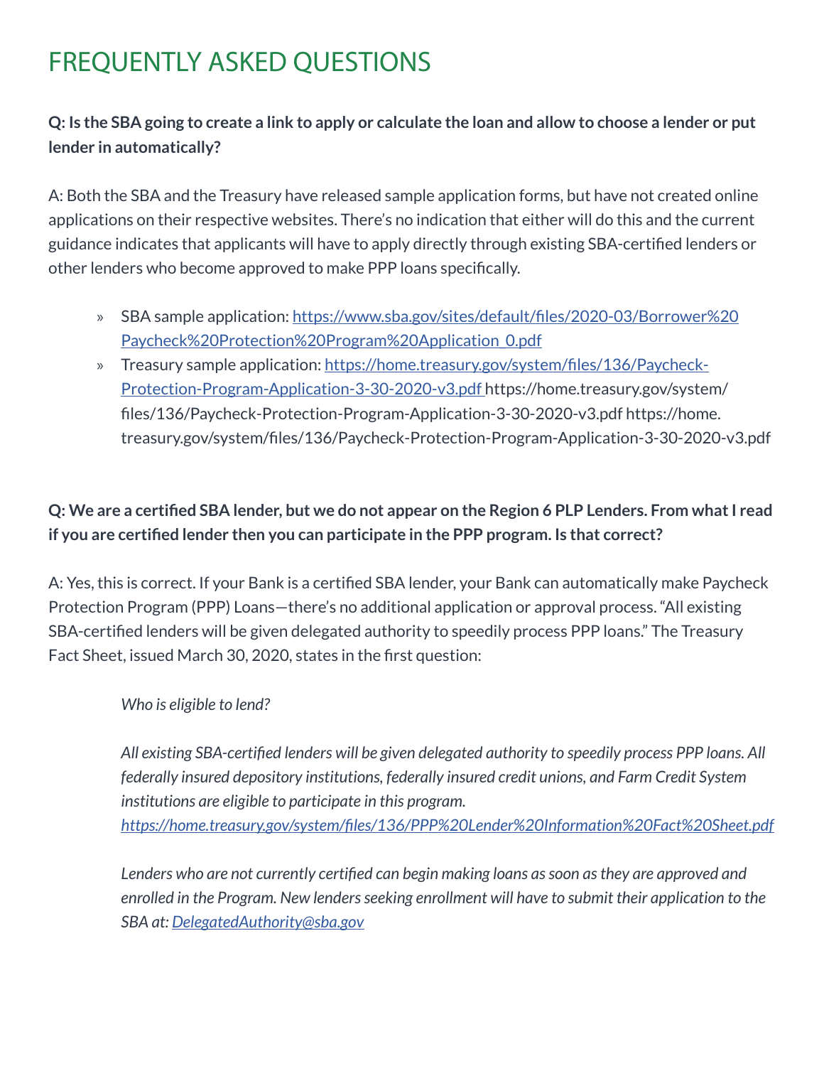# FREQUENTLY ASKED QUESTIONS

**Q: Is the SBA going to create a link to apply or calculate the loan and allow to choose a lender or put lender in automatically?**

A: Both the SBA and the Treasury have released sample application forms, but have not created online applications on their respective websites. There's no indication that either will do this and the current guidance indicates that applicants will have to apply directly through existing SBA-certified lenders or other lenders who become approved to make PPP loans specifically.

- SBA sample application: [https://www.sba.gov/sites/default/files/2020-03/Borrower%20Paycheck%20Protection%20Program%20Application_0.pdf](https://www.sba.gov/sites/default/files/2020-03/Borrower%20Paycheck%20Protection%20Program%20Application_0.pdf)
- Treasury sample application: [https://home.treasury.gov/system/files/136/Paycheck-Protection-Program-Application-3-30-2020-v3.pdf](https://home.treasury.gov/system/files/136/Paycheck-Protection-Program-Application-3-30-2020-v3.pdf) https://home.treasury.gov/system/files/136/Paycheck-Protection-Program-Application-3-30-2020-v3.pdf https://home.treasury.gov/system/files/136/Paycheck-Protection-Program-Application-3-30-2020-v3.pdf

**Q: We are a certified SBA lender, but we do not appear on the Region 6 PLP Lenders. From what I read if you are certified lender then you can participate in the PPP program. Is that correct?**

A: Yes, this is correct. If your Bank is a certified SBA lender, your Bank can automatically make Paycheck Protection Program (PPP) Loans—there's no additional application or approval process. "All existing SBA-certified lenders will be given delegated authority to speedily process PPP loans." The Treasury Fact Sheet, issued March 30, 2020, states in the first question:

> *Who is eligible to lend?*
>
> *All existing SBA-certified lenders will be given delegated authority to speedily process PPP loans. All federally insured depository institutions, federally insured credit unions, and Farm Credit System institutions are eligible to participate in this program.* [*https://home.treasury.gov/system/files/136/PPP%20Lender%20Information%20Fact%20Sheet.pdf*](https://home.treasury.gov/system/files/136/PPP%20Lender%20Information%20Fact%20Sheet.pdf)
>
> *Lenders who are not currently certified can begin making loans as soon as they are approved and enrolled in the Program. New lenders seeking enrollment will have to submit their application to the SBA at:* [*DelegatedAuthority@sba.gov*](mailto:DelegatedAuthority@sba.gov)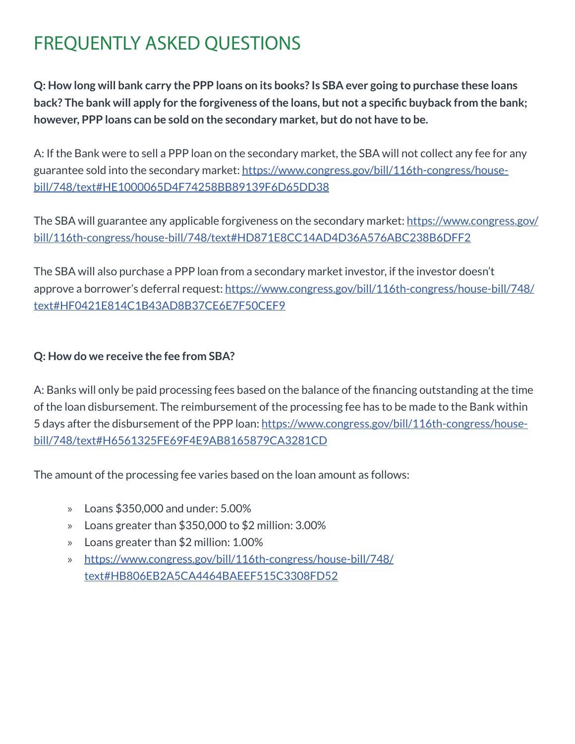# FREQUENTLY ASKED QUESTIONS

**Q: How long will bank carry the PPP loans on its books? Is SBA ever going to purchase these loans back? The bank will apply for the forgiveness of the loans, but not a specific buyback from the bank; however, PPP loans can be sold on the secondary market, but do not have to be.**

A: If the Bank were to sell a PPP loan on the secondary market, the SBA will not collect any fee for any guarantee sold into the secondary market: https://www.congress.gov/bill/116th-congress/house-bill/748/text#HE1000065D4F74258BB89139F6D65DD38

The SBA will guarantee any applicable forgiveness on the secondary market: https://www.congress.gov/bill/116th-congress/house-bill/748/text#HD871E8CC14AD4D36A576ABC238B6DFF2

The SBA will also purchase a PPP loan from a secondary market investor, if the investor doesn't approve a borrower's deferral request: https://www.congress.gov/bill/116th-congress/house-bill/748/text#HF0421E814C1B43AD8B37CE6E7F50CEF9

**Q: How do we receive the fee from SBA?**

A: Banks will only be paid processing fees based on the balance of the financing outstanding at the time of the loan disbursement. The reimbursement of the processing fee has to be made to the Bank within 5 days after the disbursement of the PPP loan: https://www.congress.gov/bill/116th-congress/house-bill/748/text#H6561325FE69F4E9AB8165879CA3281CD

The amount of the processing fee varies based on the loan amount as follows:

- Loans $350,000 and under: 5.00%
- Loans greater than $350,000 to $2 million: 3.00%
- Loans greater than $2 million: 1.00%
- https://www.congress.gov/bill/116th-congress/house-bill/748/text#HB806EB2A5CA4464BAEEF515C3308FD52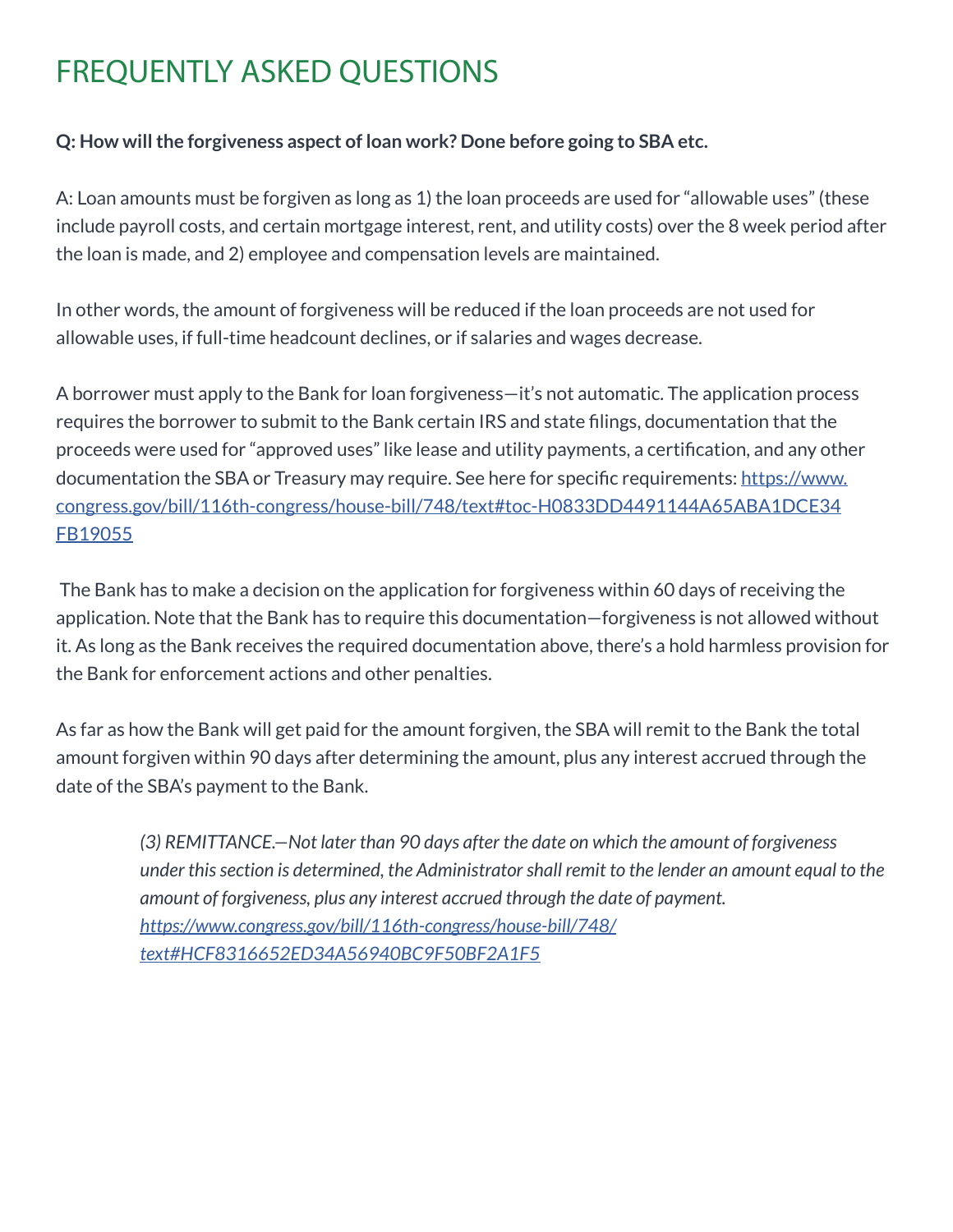# FREQUENTLY ASKED QUESTIONS

**Q: How will the forgiveness aspect of loan work? Done before going to SBA etc.**

A: Loan amounts must be forgiven as long as 1) the loan proceeds are used for "allowable uses" (these include payroll costs, and certain mortgage interest, rent, and utility costs) over the 8 week period after the loan is made, and 2) employee and compensation levels are maintained.

In other words, the amount of forgiveness will be reduced if the loan proceeds are not used for allowable uses, if full-time headcount declines, or if salaries and wages decrease.

A borrower must apply to the Bank for loan forgiveness—it's not automatic. The application process requires the borrower to submit to the Bank certain IRS and state filings, documentation that the proceeds were used for "approved uses" like lease and utility payments, a certification, and any other documentation the SBA or Treasury may require. See here for specific requirements: [https://www.congress.gov/bill/116th-congress/house-bill/748/text#toc-H0833DD4491144A65ABA1DCE34FB19055](https://www.congress.gov/bill/116th-congress/house-bill/748/text#toc-H0833DD4491144A65ABA1DCE34FB19055)

The Bank has to make a decision on the application for forgiveness within 60 days of receiving the application. Note that the Bank has to require this documentation—forgiveness is not allowed without it. As long as the Bank receives the required documentation above, there's a hold harmless provision for the Bank for enforcement actions and other penalties.

As far as how the Bank will get paid for the amount forgiven, the SBA will remit to the Bank the total amount forgiven within 90 days after determining the amount, plus any interest accrued through the date of the SBA's payment to the Bank.

> *(3) REMITTANCE.—Not later than 90 days after the date on which the amount of forgiveness under this section is determined, the Administrator shall remit to the lender an amount equal to the amount of forgiveness, plus any interest accrued through the date of payment.* *[https://www.congress.gov/bill/116th-congress/house-bill/748/text#HCF8316652ED34A56940BC9F50BF2A1F5](https://www.congress.gov/bill/116th-congress/house-bill/748/text#HCF8316652ED34A56940BC9F50BF2A1F5)*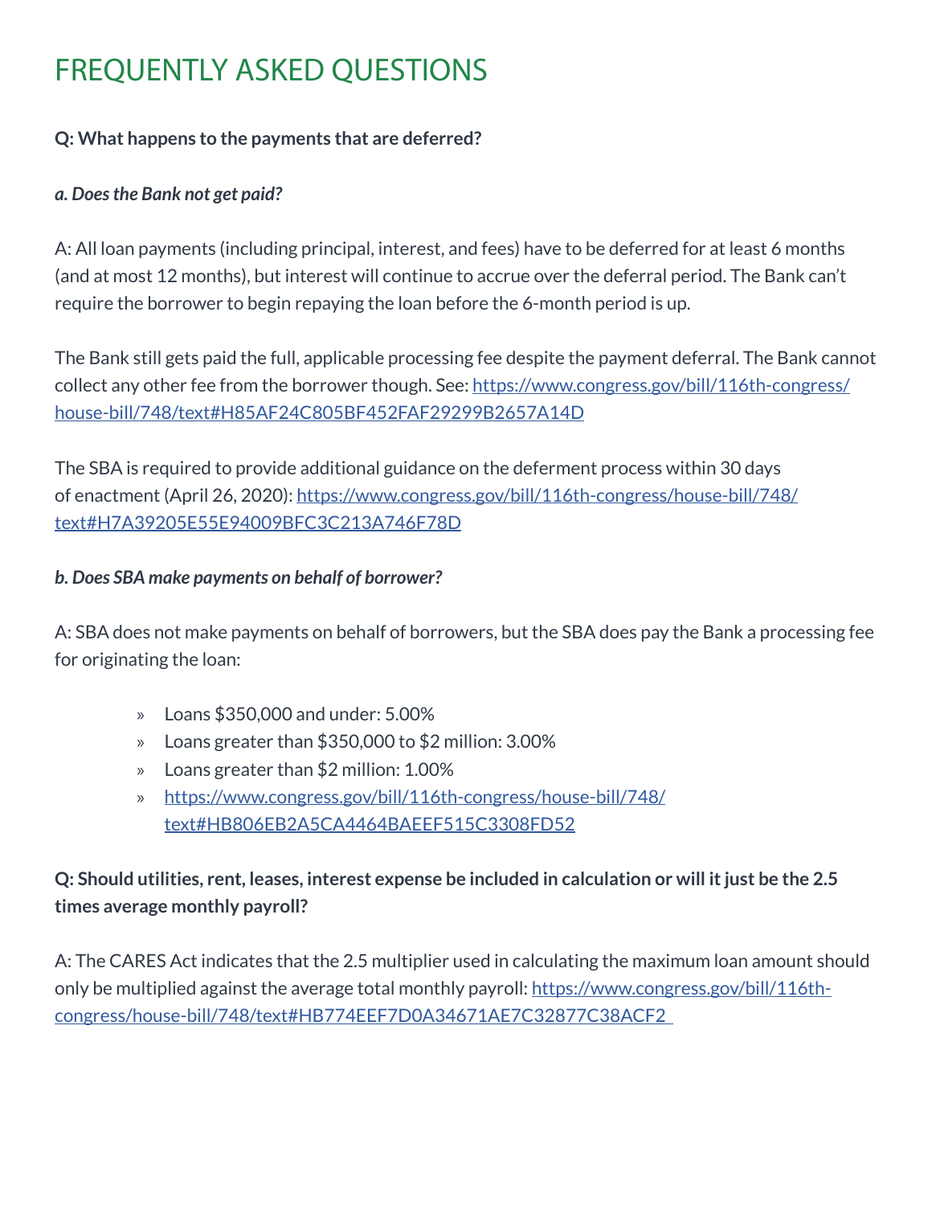# FREQUENTLY ASKED QUESTIONS

**Q: What happens to the payments that are deferred?**

***a. Does the Bank not get paid?***

A: All loan payments (including principal, interest, and fees) have to be deferred for at least 6 months (and at most 12 months), but interest will continue to accrue over the deferral period. The Bank can't require the borrower to begin repaying the loan before the 6-month period is up.

The Bank still gets paid the full, applicable processing fee despite the payment deferral. The Bank cannot collect any other fee from the borrower though. See: [https://www.congress.gov/bill/116th-congress/house-bill/748/text#H85AF24C805BF452FAF29299B2657A14D](https://www.congress.gov/bill/116th-congress/house-bill/748/text#H85AF24C805BF452FAF29299B2657A14D)

The SBA is required to provide additional guidance on the deferment process within 30 days of enactment (April 26, 2020): [https://www.congress.gov/bill/116th-congress/house-bill/748/text#H7A39205E55E94009BFC3C213A746F78D](https://www.congress.gov/bill/116th-congress/house-bill/748/text#H7A39205E55E94009BFC3C213A746F78D)

***b. Does SBA make payments on behalf of borrower?***

A: SBA does not make payments on behalf of borrowers, but the SBA does pay the Bank a processing fee for originating the loan:

- Loans $350,000 and under: 5.00%
- Loans greater than $350,000 to $2 million: 3.00%
- Loans greater than $2 million: 1.00%
- [https://www.congress.gov/bill/116th-congress/house-bill/748/text#HB806EB2A5CA4464BAEEF515C3308FD52](https://www.congress.gov/bill/116th-congress/house-bill/748/text#HB806EB2A5CA4464BAEEF515C3308FD52)

**Q: Should utilities, rent, leases, interest expense be included in calculation or will it just be the 2.5 times average monthly payroll?**

A: The CARES Act indicates that the 2.5 multiplier used in calculating the maximum loan amount should only be multiplied against the average total monthly payroll: [https://www.congress.gov/bill/116th-congress/house-bill/748/text#HB774EEF7D0A34671AE7C32877C38ACF2](https://www.congress.gov/bill/116th-congress/house-bill/748/text#HB774EEF7D0A34671AE7C32877C38ACF2)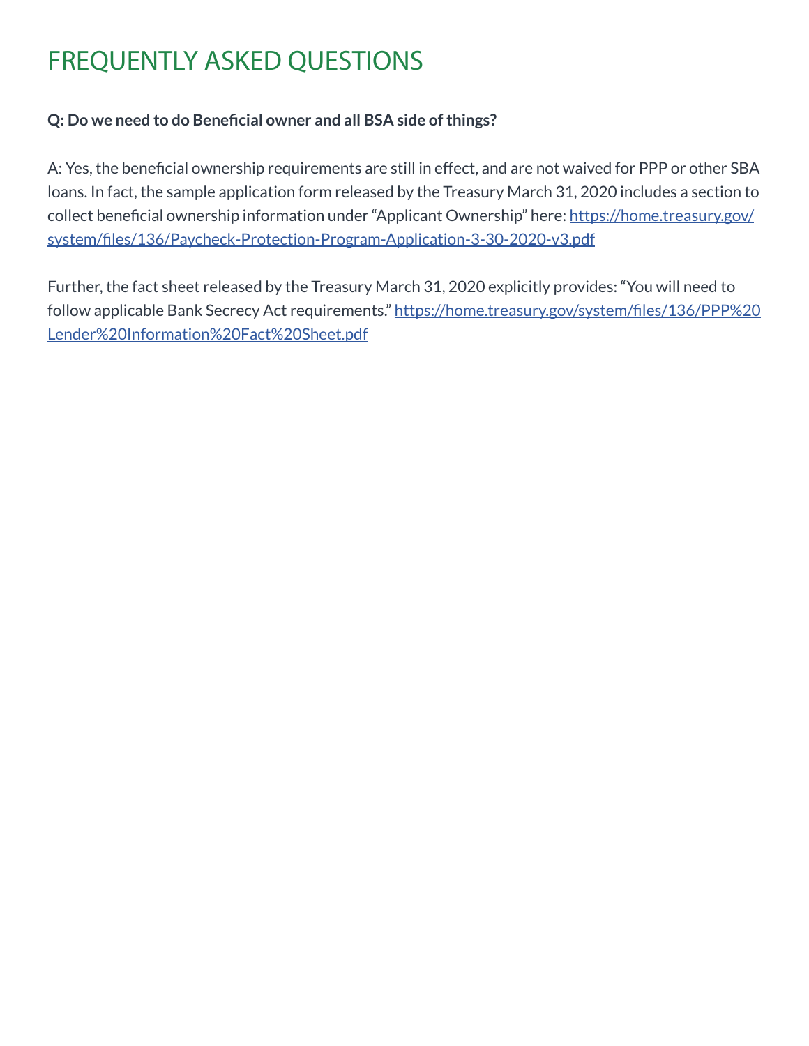# FREQUENTLY ASKED QUESTIONS

**Q: Do we need to do Beneficial owner and all BSA side of things?**

A: Yes, the beneficial ownership requirements are still in effect, and are not waived for PPP or other SBA loans. In fact, the sample application form released by the Treasury March 31, 2020 includes a section to collect beneficial ownership information under "Applicant Ownership" here: [https://home.treasury.gov/system/files/136/Paycheck-Protection-Program-Application-3-30-2020-v3.pdf](https://home.treasury.gov/system/files/136/Paycheck-Protection-Program-Application-3-30-2020-v3.pdf)

Further, the fact sheet released by the Treasury March 31, 2020 explicitly provides: "You will need to follow applicable Bank Secrecy Act requirements." [https://home.treasury.gov/system/files/136/PPP%20Lender%20Information%20Fact%20Sheet.pdf](https://home.treasury.gov/system/files/136/PPP%20Lender%20Information%20Fact%20Sheet.pdf)